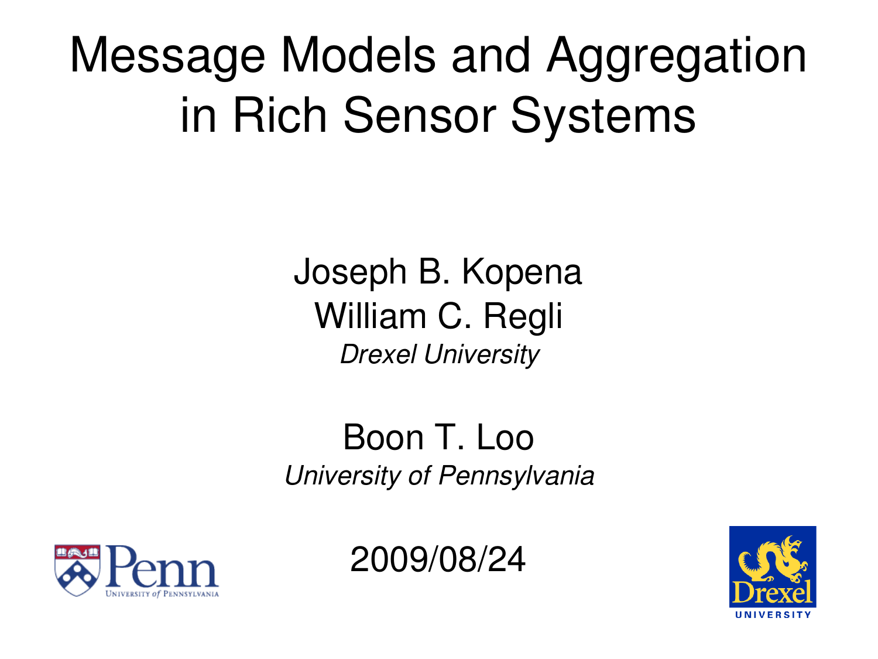# Message Models and Aggregation in Rich Sensor Systems

Joseph B. Kopena
William C. Regli
*Drexel University*

Boon T. Loo
*University of Pennsylvania*

2009/08/24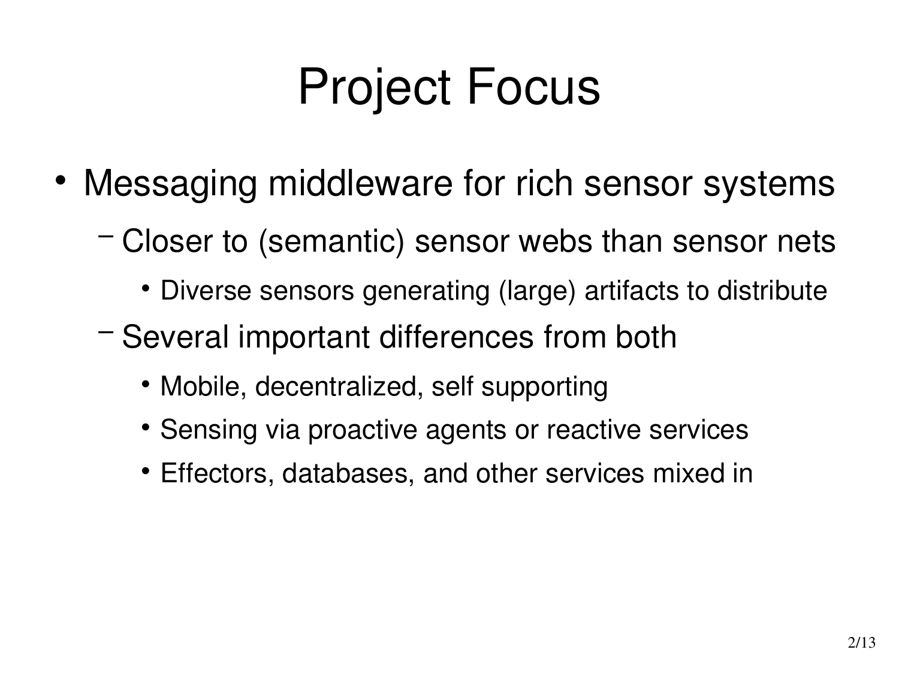# Project Focus

- Messaging middleware for rich sensor systems
  - Closer to (semantic) sensor webs than sensor nets
    - Diverse sensors generating (large) artifacts to distribute
  - Several important differences from both
    - Mobile, decentralized, self supporting
    - Sensing via proactive agents or reactive services
    - Effectors, databases, and other services mixed in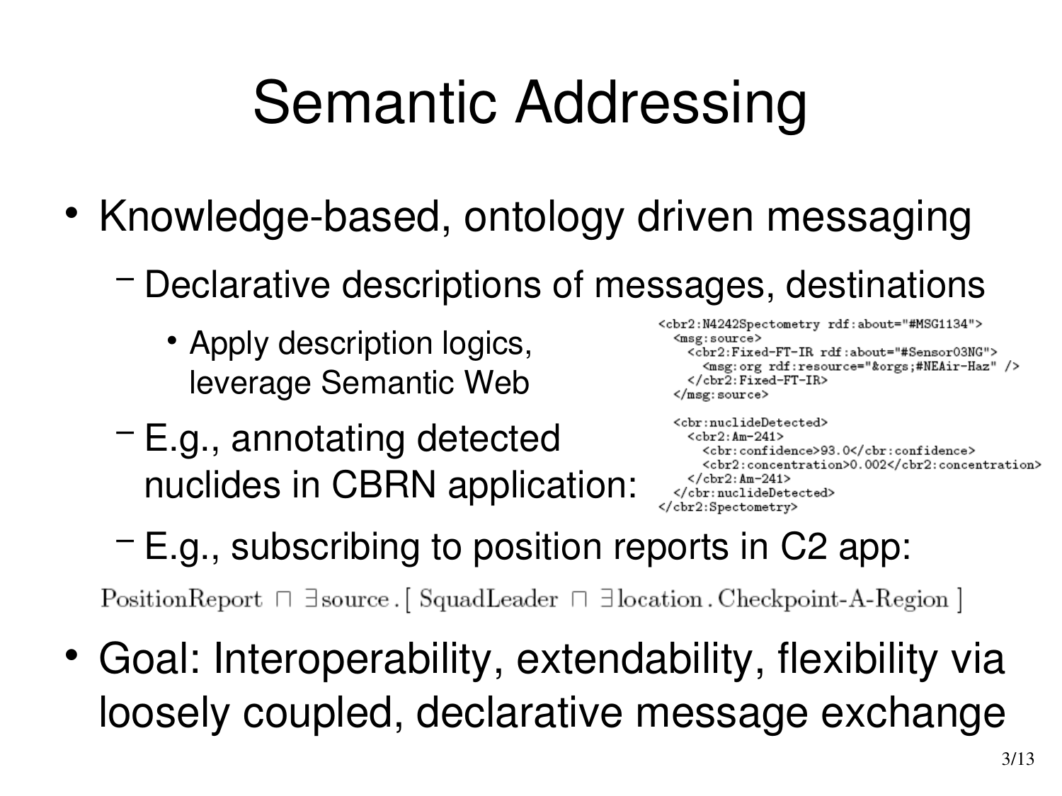# Semantic Addressing

- Knowledge-based, ontology driven messaging
  - Declarative descriptions of messages, destinations
    - Apply description logics, leverage Semantic Web
  - E.g., annotating detected nuclides in CBRN application:

```
<cbr2:N4242Spectometry rdf:about="#MSG1134">
  <msg:source>
    <cbr2:Fixed-FT-IR rdf:about="#Sensor03NG">
      <msg:org rdf:resource="&orgs;#NEAir-Haz" />
    </cbr2:Fixed-FT-IR>
  </msg:source>

  <cbr:nuclideDetected>
    <cbr2:Am-241>
      <cbr:confidence>93.0</cbr:confidence>
      <cbr2:concentration>0.002</cbr2:concentration>
    </cbr2:Am-241>
  </cbr:nuclideDetected>
</cbr2:Spectometry>
```

  - E.g., subscribing to position reports in C2 app:

$$\text{PositionReport} \sqcap \exists \text{source} . [\, \text{SquadLeader} \sqcap \exists \text{location} . \text{Checkpoint-A-Region} \,]$$

- Goal: Interoperability, extendability, flexibility via loosely coupled, declarative message exchange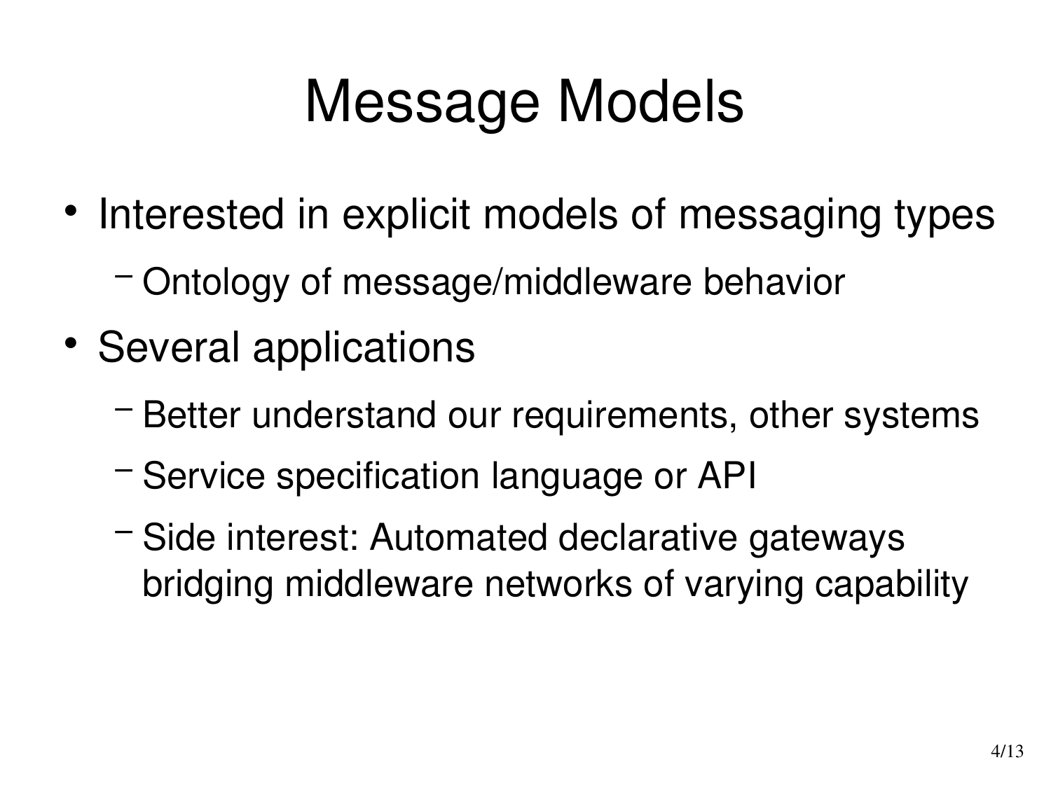# Message Models

- Interested in explicit models of messaging types
  - Ontology of message/middleware behavior
- Several applications
  - Better understand our requirements, other systems
  - Service specification language or API
  - Side interest: Automated declarative gateways bridging middleware networks of varying capability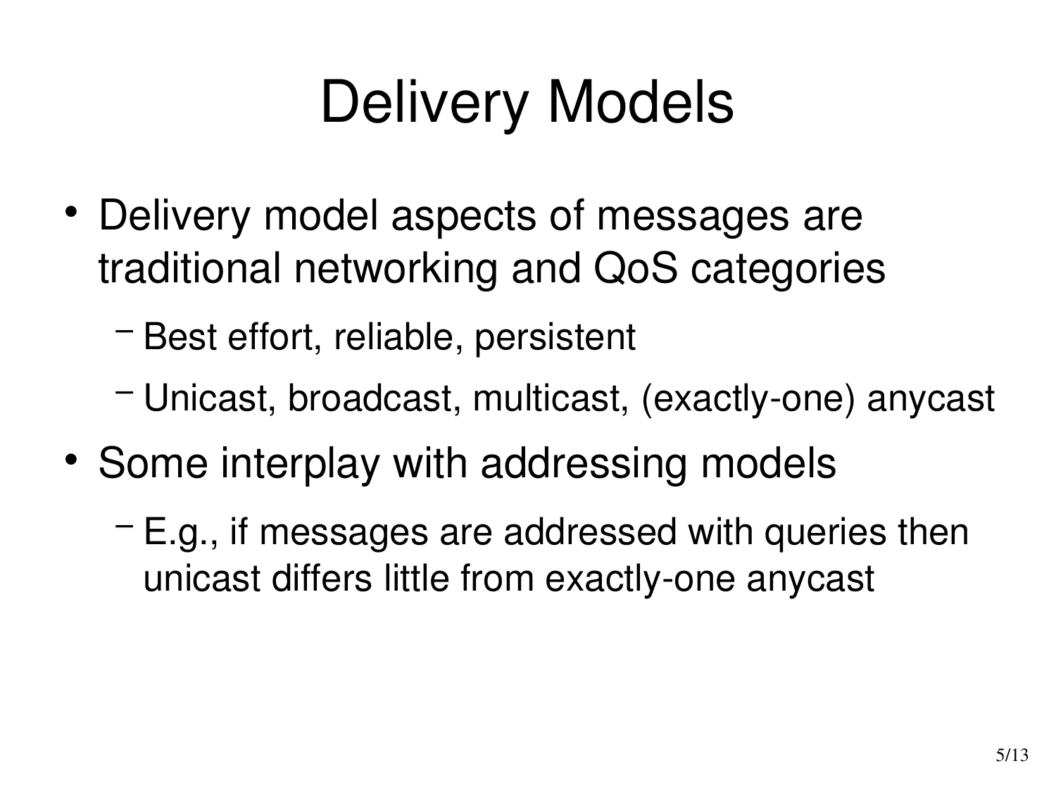# Delivery Models

- Delivery model aspects of messages are traditional networking and QoS categories
  - Best effort, reliable, persistent
  - Unicast, broadcast, multicast, (exactly-one) anycast
- Some interplay with addressing models
  - E.g., if messages are addressed with queries then unicast differs little from exactly-one anycast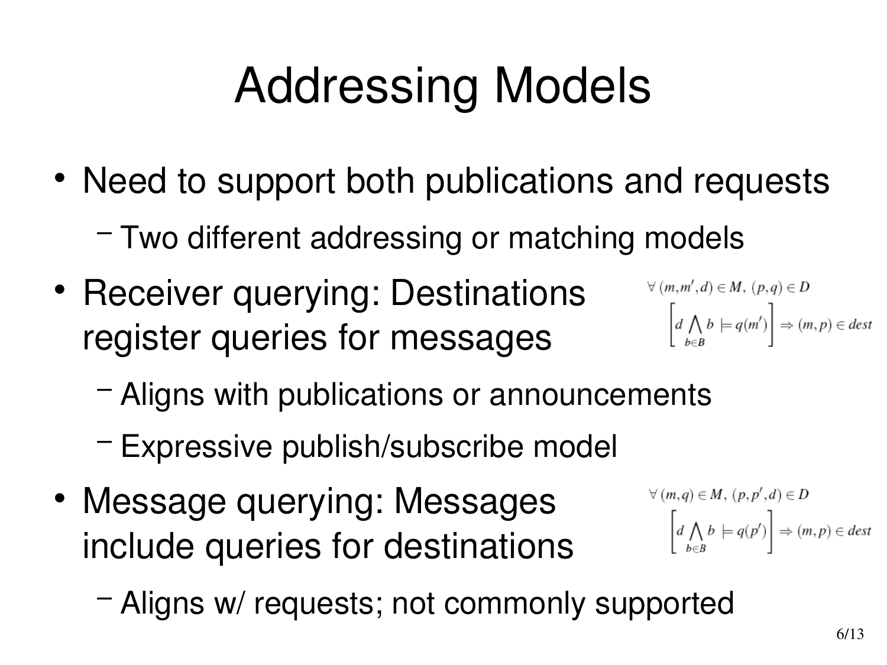# Addressing Models

- Need to support both publications and requests
  - Two different addressing or matching models
- Receiver querying: Destinations register queries for messages

$$\forall\,(m,m',d) \in M,\ (p,q) \in D$$
$$\left[ d \bigwedge_{b \in B} b \models q(m') \right] \Rightarrow (m,p) \in dest$$

  - Aligns with publications or announcements
  - Expressive publish/subscribe model
- Message querying: Messages include queries for destinations

$$\forall\,(m,q) \in M,\ (p,p',d) \in D$$
$$\left[ d \bigwedge_{b \in B} b \models q(p') \right] \Rightarrow (m,p) \in dest$$

  - Aligns w/ requests; not commonly supported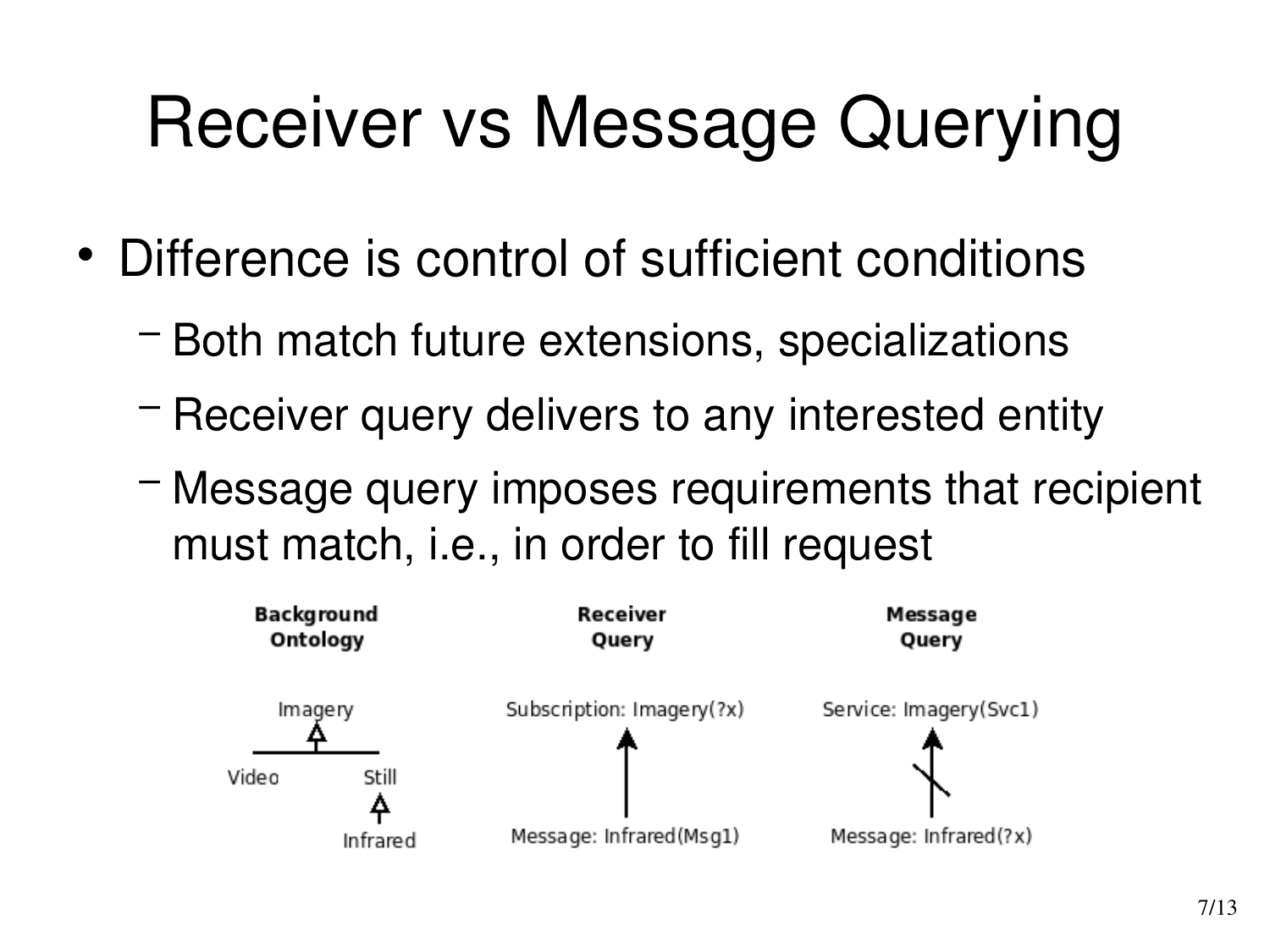# Receiver vs Message Querying

- Difference is control of sufficient conditions
  - Both match future extensions, specializations
  - Receiver query delivers to any interested entity
  - Message query imposes requirements that recipient must match, i.e., in order to fill request

**Background Ontology**

Imagery

Video Still

Infrared

**Receiver Query**

Subscription: Imagery(?x)

Message: Infrared(Msg1)

**Message Query**

Service: Imagery(Svc1)

Message: Infrared(?x)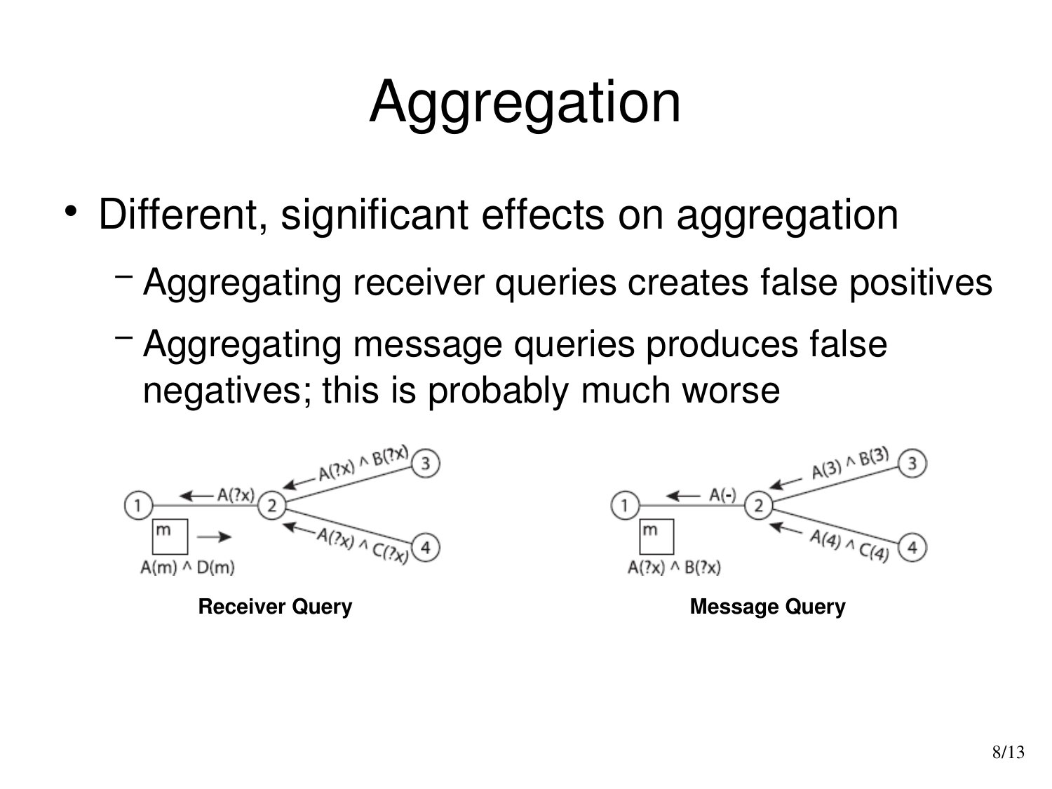# Aggregation

- Different, significant effects on aggregation
  - Aggregating receiver queries creates false positives
  - Aggregating message queries produces false negatives; this is probably much worse

**Receiver Query**

**Message Query**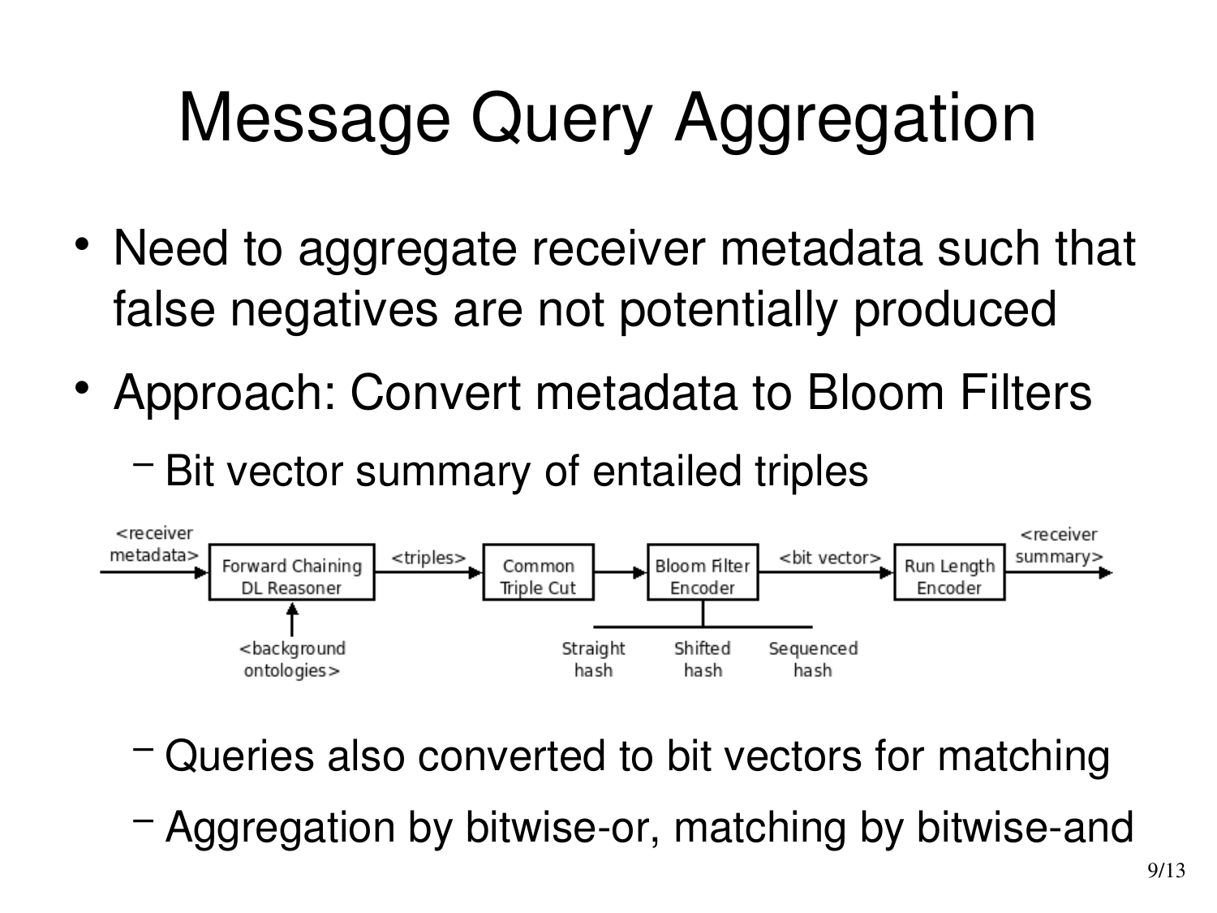# Message Query Aggregation

- Need to aggregate receiver metadata such that false negatives are not potentially produced
- Approach: Convert metadata to Bloom Filters
  - Bit vector summary of entailed triples

<receiver metadata> → Forward Chaining DL Reasoner → <triples> → Common Triple Cut → Bloom Filter Encoder → <bit vector> → Run Length Encoder → <receiver summary>

<background ontologies> → Forward Chaining DL Reasoner

Straight hash, Shifted hash, Sequenced hash → Bloom Filter Encoder

  - Queries also converted to bit vectors for matching
  - Aggregation by bitwise-or, matching by bitwise-and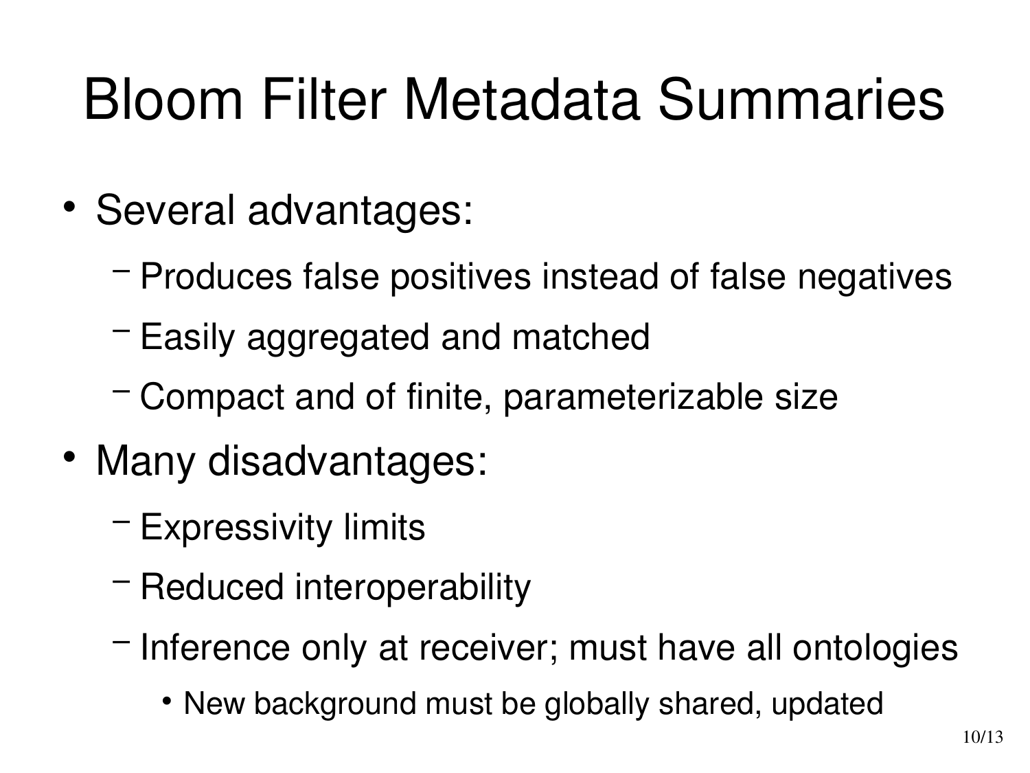# Bloom Filter Metadata Summaries

- Several advantages:
  - Produces false positives instead of false negatives
  - Easily aggregated and matched
  - Compact and of finite, parameterizable size
- Many disadvantages:
  - Expressivity limits
  - Reduced interoperability
  - Inference only at receiver; must have all ontologies
    - New background must be globally shared, updated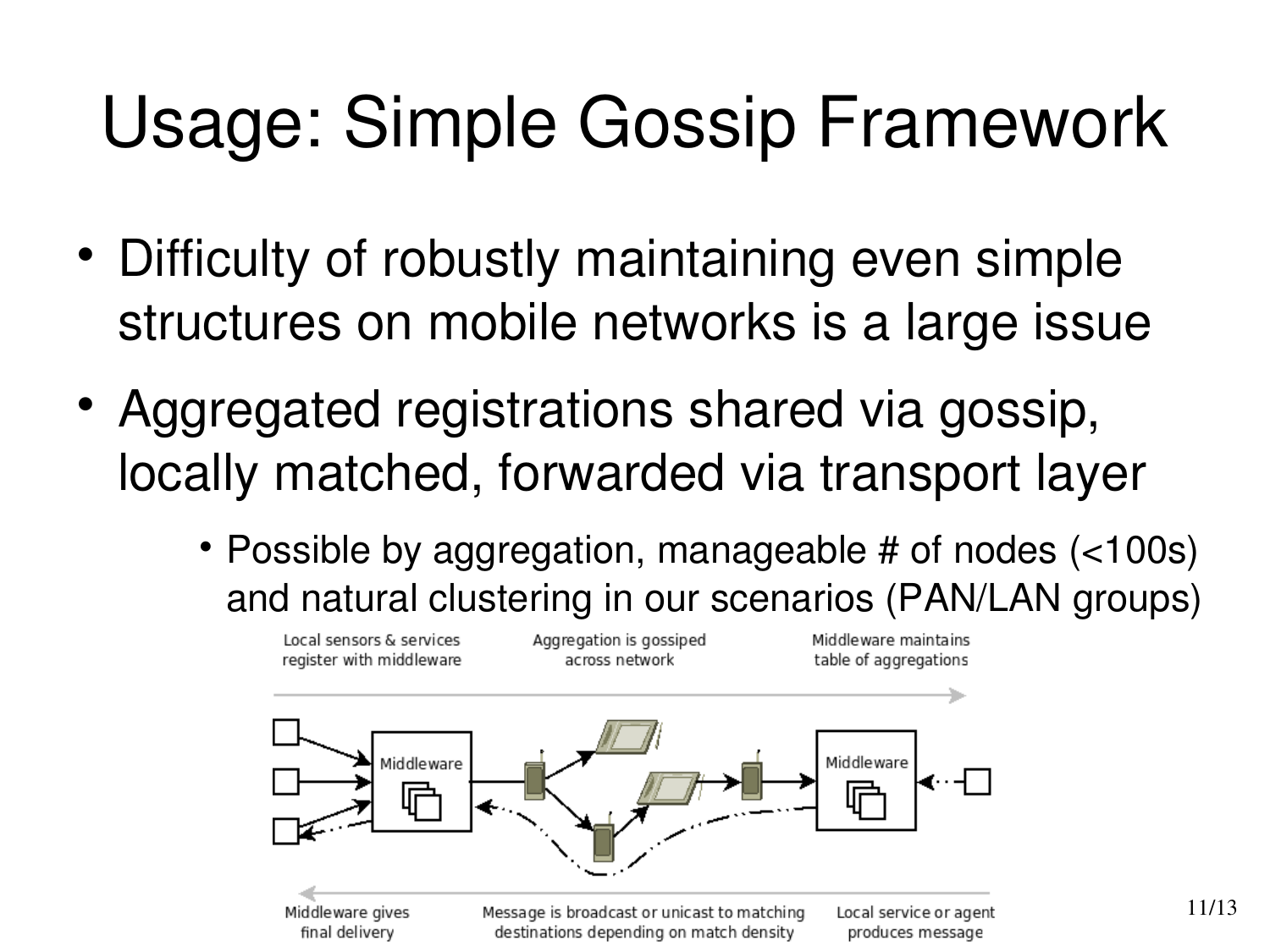# Usage: Simple Gossip Framework

- Difficulty of robustly maintaining even simple structures on mobile networks is a large issue
- Aggregated registrations shared via gossip, locally matched, forwarded via transport layer
  - Possible by aggregation, manageable # of nodes (<100s) and natural clustering in our scenarios (PAN/LAN groups)

Local sensors & services register with middleware

Aggregation is gossiped across network

Middleware maintains table of aggregations

Middleware

Middleware

Middleware gives final delivery

Message is broadcast or unicast to matching destinations depending on match density

Local service or agent produces message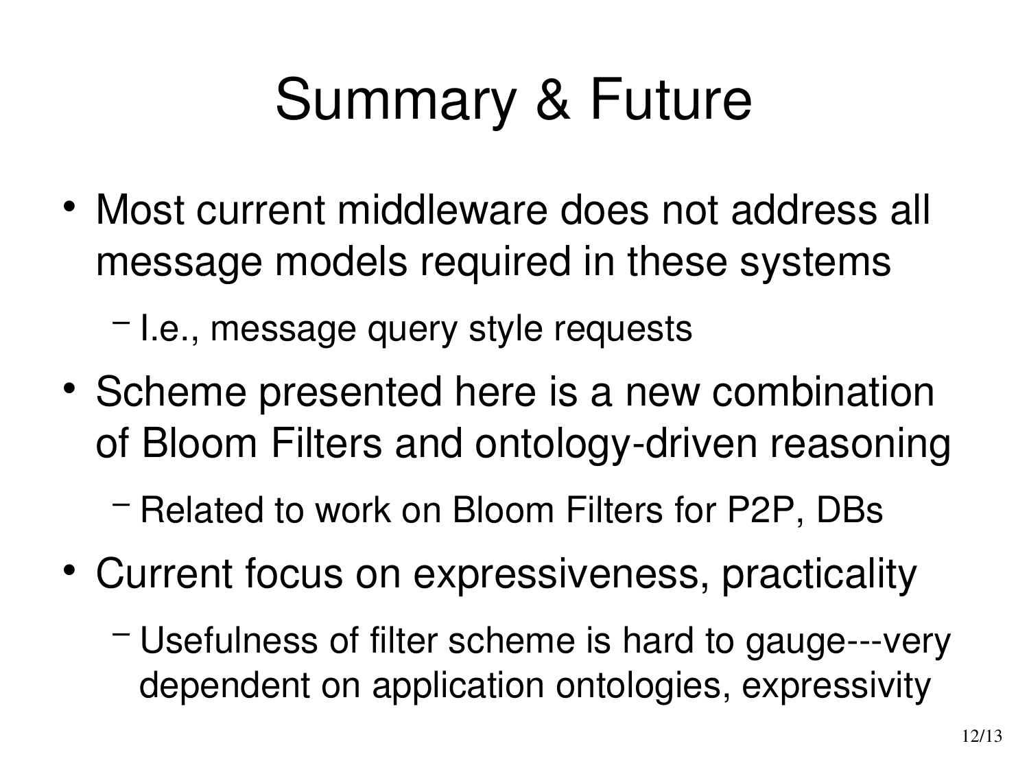# Summary & Future

- Most current middleware does not address all message models required in these systems
  - I.e., message query style requests
- Scheme presented here is a new combination of Bloom Filters and ontology-driven reasoning
  - Related to work on Bloom Filters for P2P, DBs
- Current focus on expressiveness, practicality
  - Usefulness of filter scheme is hard to gauge---very dependent on application ontologies, expressivity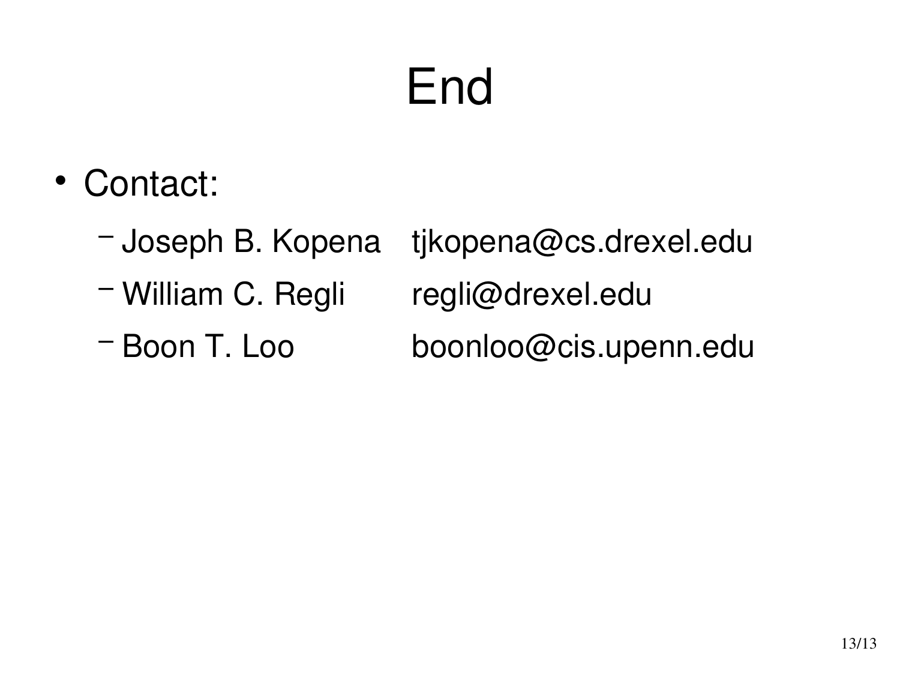# End

- Contact:
  - Joseph B. Kopena    tjkopena@cs.drexel.edu
  - William C. Regli    regli@drexel.edu
  - Boon T. Loo    boonloo@cis.upenn.edu